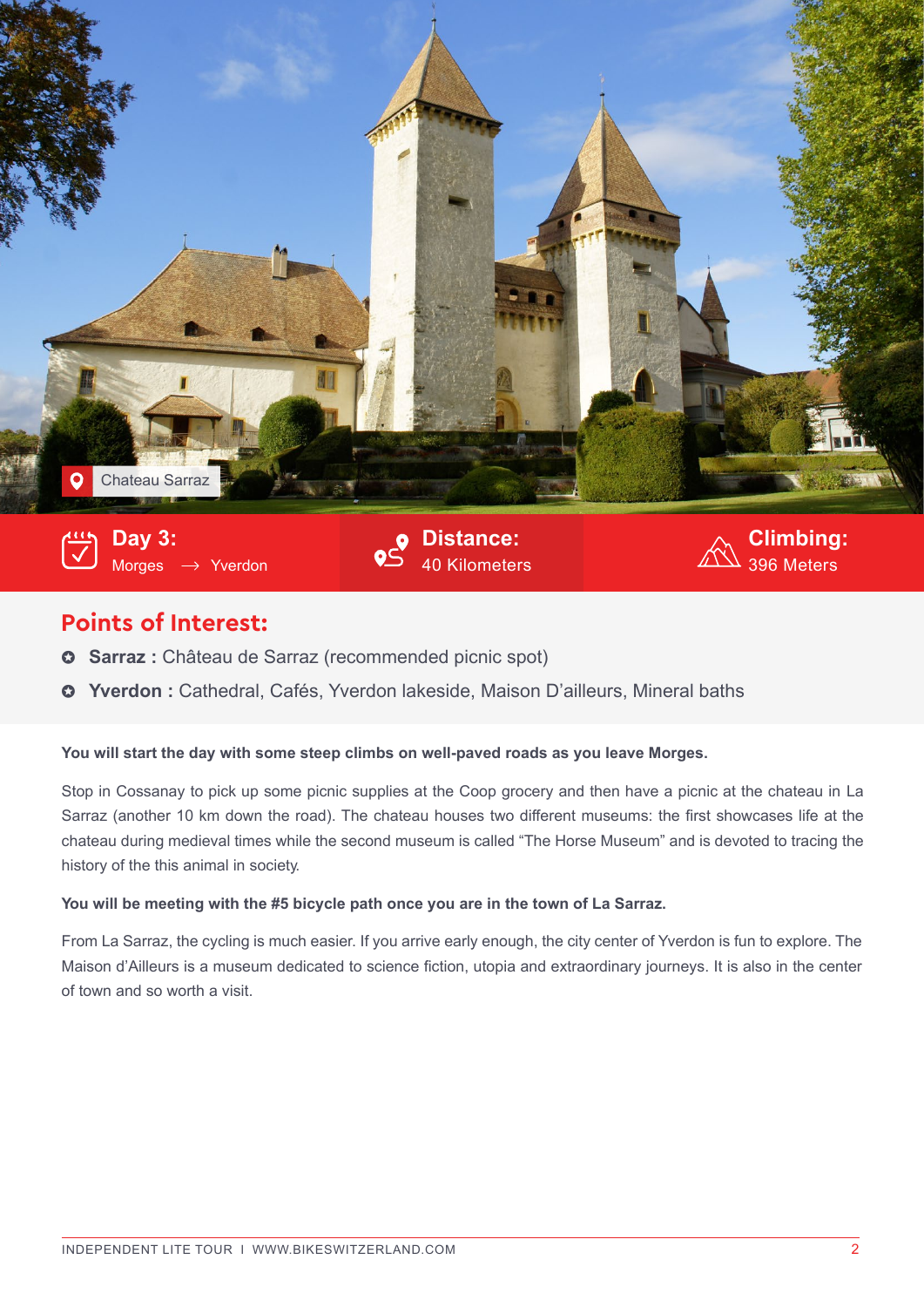Chateau Sarraz

**Day 3:** Morges → Yverdon

**Distance:** 40 Kilometers

**Climbing:** 396 Meters

## Points of Interest:

- **Sarraz :** Château de Sarraz (recommended picnic spot)
- **Yverdon :** Cathedral, Cafés, Yverdon lakeside, Maison D'ailleurs, Mineral baths

**You will start the day with some steep climbs on well-paved roads as you leave Morges.**

Stop in Cossanay to pick up some picnic supplies at the Coop grocery and then have a picnic at the chateau in La Sarraz (another 10 km down the road). The chateau houses two different museums: the first showcases life at the chateau during medieval times while the second museum is called "The Horse Museum" and is devoted to tracing the history of the this animal in society.

**You will be meeting with the #5 bicycle path once you are in the town of La Sarraz.**

From La Sarraz, the cycling is much easier. If you arrive early enough, the city center of Yverdon is fun to explore. The Maison d'Ailleurs is a museum dedicated to science fiction, utopia and extraordinary journeys. It is also in the center of town and so worth a visit.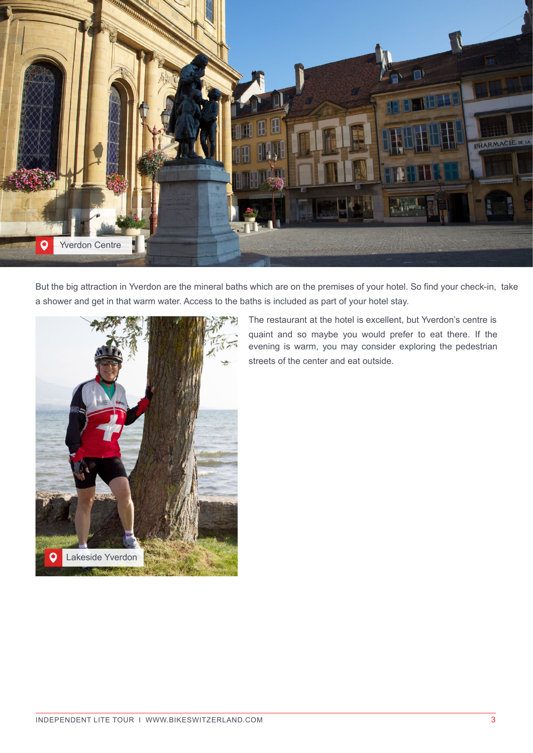Yverdon Centre

But the big attraction in Yverdon are the mineral baths which are on the premises of your hotel. So find your check-in, take a shower and get in that warm water. Access to the baths is included as part of your hotel stay.

The restaurant at the hotel is excellent, but Yverdon's centre is quaint and so maybe you would prefer to eat there. If the evening is warm, you may consider exploring the pedestrian streets of the center and eat outside.

Lakeside Yverdon